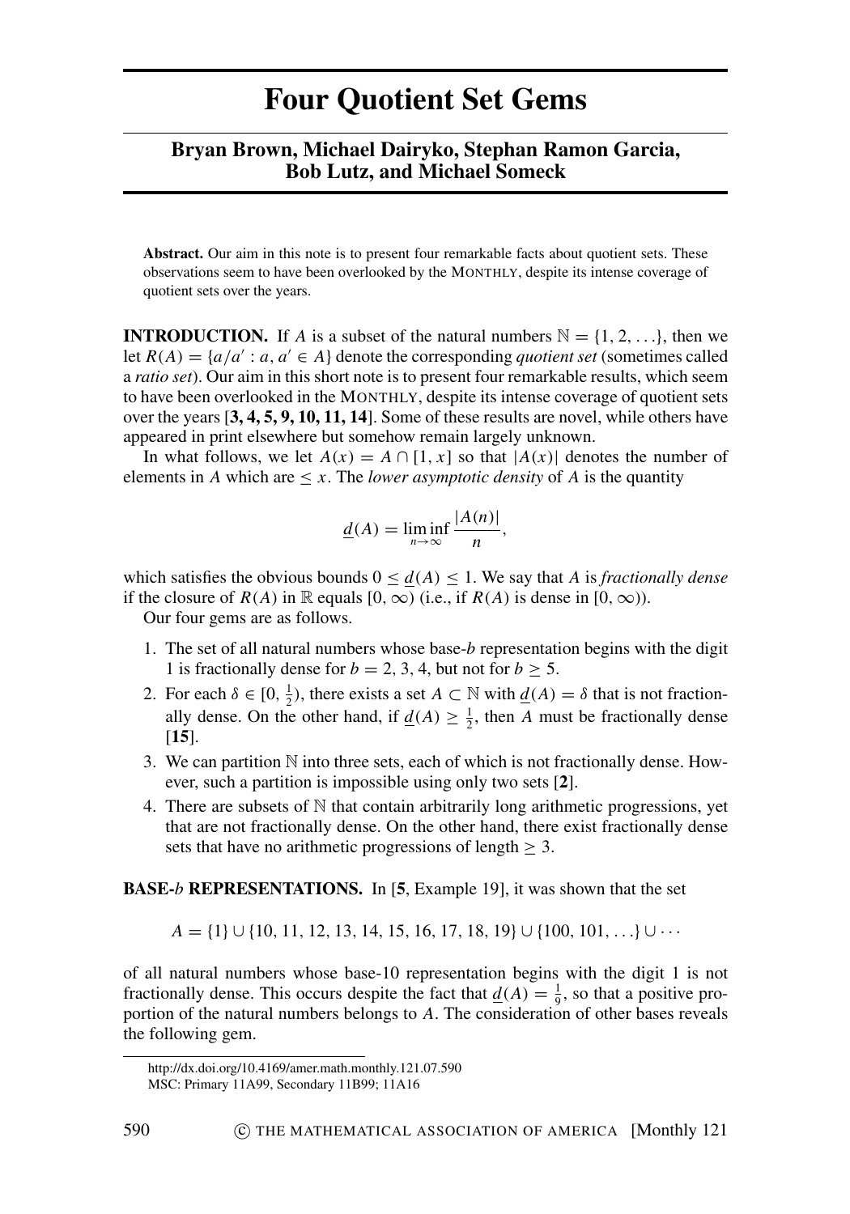# Four Quotient Set Gems

**Bryan Brown, Michael Dairyko, Stephan Ramon Garcia, Bob Lutz, and Michael Someck**

**Abstract.** Our aim in this note is to present four remarkable facts about quotient sets. These observations seem to have been overlooked by the MONTHLY, despite its intense coverage of quotient sets over the years.

**INTRODUCTION.** If $A$ is a subset of the natural numbers $\mathbb{N} = \{1, 2, \ldots\}$, then we let $R(A) = \{a/a' : a, a' \in A\}$ denote the corresponding *quotient set* (sometimes called a *ratio set*). Our aim in this short note is to present four remarkable results, which seem to have been overlooked in the MONTHLY, despite its intense coverage of quotient sets over the years [**3, 4, 5, 9, 10, 11, 14**]. Some of these results are novel, while others have appeared in print elsewhere but somehow remain largely unknown.

In what follows, we let $A(x) = A \cap [1, x]$ so that $|A(x)|$ denotes the number of elements in $A$ which are $\leq x$. The *lower asymptotic density* of $A$ is the quantity

$$\underline{d}(A) = \liminf_{n \to \infty} \frac{|A(n)|}{n},$$

which satisfies the obvious bounds $0 \leq \underline{d}(A) \leq 1$. We say that $A$ is *fractionally dense* if the closure of $R(A)$ in $\mathbb{R}$ equals $[0, \infty)$ (i.e., if $R(A)$ is dense in $[0, \infty)$).

Our four gems are as follows.

1. The set of all natural numbers whose base-$b$ representation begins with the digit 1 is fractionally dense for $b = 2, 3, 4$, but not for $b \geq 5$.
2. For each $\delta \in [0, \frac{1}{2})$, there exists a set $A \subset \mathbb{N}$ with $\underline{d}(A) = \delta$ that is not fractionally dense. On the other hand, if $\underline{d}(A) \geq \frac{1}{2}$, then $A$ must be fractionally dense [**15**].
3. We can partition $\mathbb{N}$ into three sets, each of which is not fractionally dense. However, such a partition is impossible using only two sets [**2**].
4. There are subsets of $\mathbb{N}$ that contain arbitrarily long arithmetic progressions, yet that are not fractionally dense. On the other hand, there exist fractionally dense sets that have no arithmetic progressions of length $\geq 3$.

**BASE-$b$ REPRESENTATIONS.** In [**5**, Example 19], it was shown that the set

$$A = \{1\} \cup \{10, 11, 12, 13, 14, 15, 16, 17, 18, 19\} \cup \{100, 101, \ldots\} \cup \cdots$$

of all natural numbers whose base-10 representation begins with the digit 1 is not fractionally dense. This occurs despite the fact that $\underline{d}(A) = \frac{1}{9}$, so that a positive proportion of the natural numbers belongs to $A$. The consideration of other bases reveals the following gem.

http://dx.doi.org/10.4169/amer.math.monthly.121.07.590

MSC: Primary 11A99, Secondary 11B99; 11A16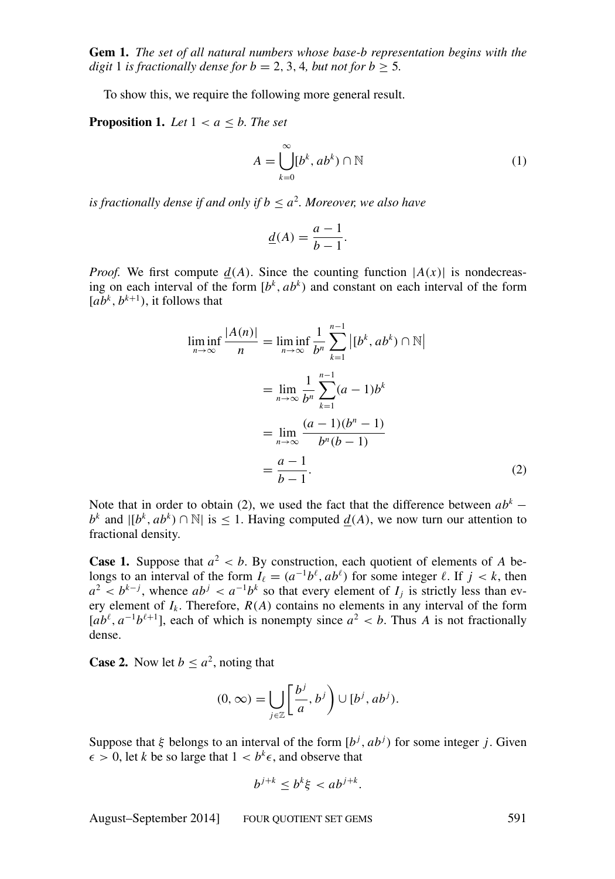**Gem 1.** *The set of all natural numbers whose base-$b$ representation begins with the digit* 1 *is fractionally dense for $b = 2, 3, 4$, but not for $b \geq 5$.*

To show this, we require the following more general result.

**Proposition 1.** *Let $1 < a \leq b$. The set*

$$A = \bigcup_{k=0}^{\infty} [b^k, ab^k) \cap \mathbb{N} \tag{1}$$

*is fractionally dense if and only if $b \leq a^2$. Moreover, we also have*

$$\underline{d}(A) = \frac{a-1}{b-1}.$$

*Proof.* We first compute $\underline{d}(A)$. Since the counting function $|A(x)|$ is nondecreasing on each interval of the form $[b^k, ab^k)$ and constant on each interval of the form $[ab^k, b^{k+1})$, it follows that

$$\begin{aligned}
\liminf_{n\to\infty} \frac{|A(n)|}{n} &= \liminf_{n\to\infty} \frac{1}{b^n} \sum_{k=1}^{n-1} \left|[b^k, ab^k) \cap \mathbb{N}\right| \\
&= \lim_{n\to\infty} \frac{1}{b^n} \sum_{k=1}^{n-1} (a-1)b^k \\
&= \lim_{n\to\infty} \frac{(a-1)(b^n - 1)}{b^n(b-1)} \\
&= \frac{a-1}{b-1}.
\end{aligned} \tag{2}$$

Note that in order to obtain (2), we used the fact that the difference between $ab^k - b^k$ and $|[b^k, ab^k) \cap \mathbb{N}|$ is $\leq 1$. Having computed $\underline{d}(A)$, we now turn our attention to fractional density.

**Case 1.** Suppose that $a^2 < b$. By construction, each quotient of elements of $A$ belongs to an interval of the form $I_\ell = (a^{-1}b^\ell, ab^\ell)$ for some integer $\ell$. If $j < k$, then $a^2 < b^{k-j}$, whence $ab^j < a^{-1}b^k$ so that every element of $I_j$ is strictly less than every element of $I_k$. Therefore, $R(A)$ contains no elements in any interval of the form $[ab^\ell, a^{-1}b^{\ell+1}]$, each of which is nonempty since $a^2 < b$. Thus $A$ is not fractionally dense.

**Case 2.** Now let $b \leq a^2$, noting that

$$(0, \infty) = \bigcup_{j \in \mathbb{Z}} \left[\frac{b^j}{a}, b^j\right) \cup [b^j, ab^j).$$

Suppose that $\xi$ belongs to an interval of the form $[b^j, ab^j)$ for some integer $j$. Given $\epsilon > 0$, let $k$ be so large that $1 < b^k \epsilon$, and observe that

$$b^{j+k} \leq b^k \xi < ab^{j+k}.$$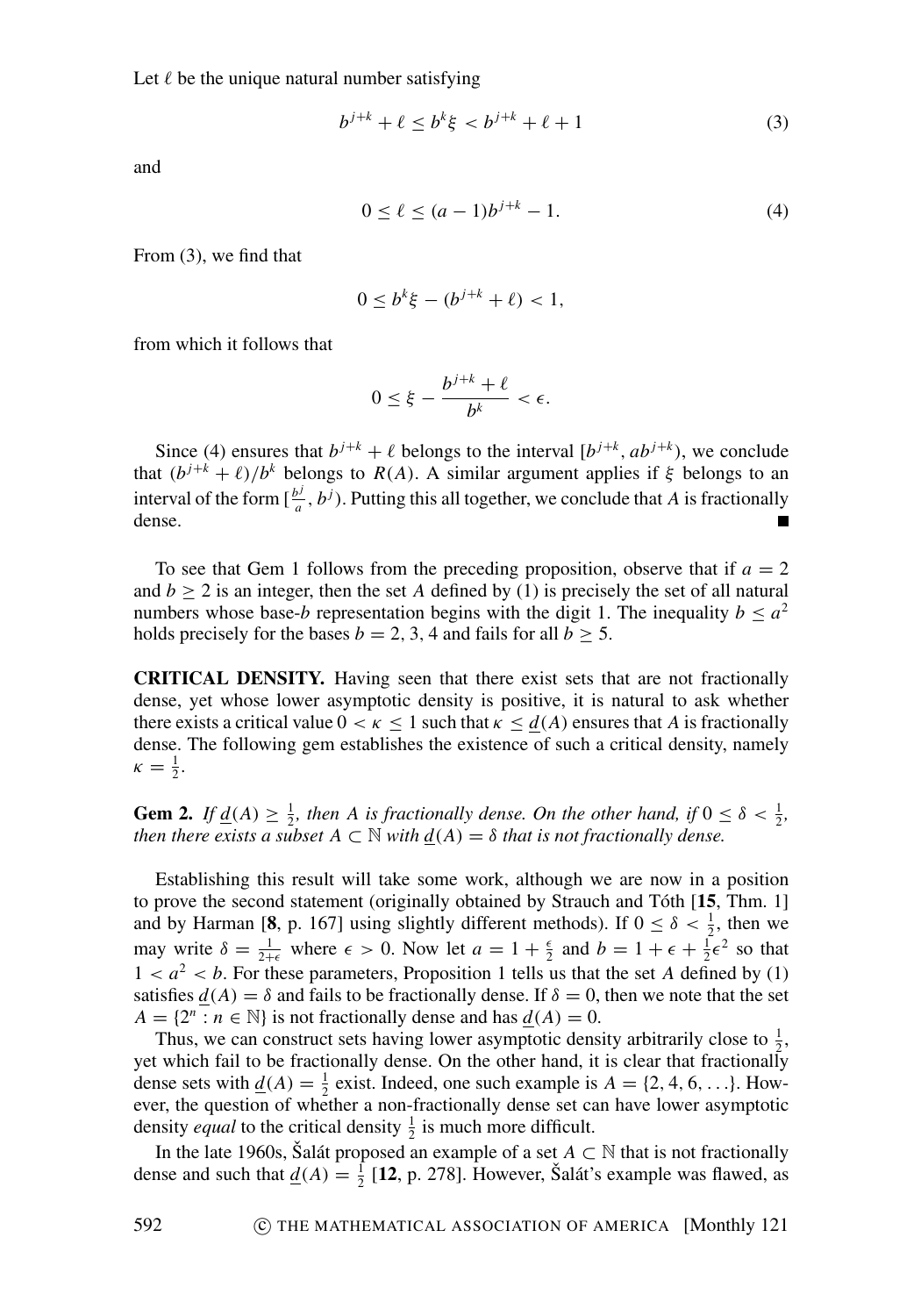Let $\ell$ be the unique natural number satisfying

$$b^{j+k} + \ell \le b^k \xi < b^{j+k} + \ell + 1 \tag{3}$$

and

$$0 \le \ell \le (a-1)b^{j+k} - 1. \tag{4}$$

From (3), we find that

$$0 \le b^k \xi - (b^{j+k} + \ell) < 1,$$

from which it follows that

$$0 \le \xi - \frac{b^{j+k} + \ell}{b^k} < \epsilon.$$

Since (4) ensures that $b^{j+k} + \ell$ belongs to the interval $[b^{j+k}, ab^{j+k})$, we conclude that $(b^{j+k} + \ell)/b^k$ belongs to $R(A)$. A similar argument applies if $\xi$ belongs to an interval of the form $[\frac{b^j}{a}, b^j)$. Putting this all together, we conclude that $A$ is fractionally dense. ■

To see that Gem 1 follows from the preceding proposition, observe that if $a = 2$ and $b \ge 2$ is an integer, then the set $A$ defined by (1) is precisely the set of all natural numbers whose base-$b$ representation begins with the digit 1. The inequality $b \le a^2$ holds precisely for the bases $b = 2, 3, 4$ and fails for all $b \ge 5$.

**CRITICAL DENSITY.** Having seen that there exist sets that are not fractionally dense, yet whose lower asymptotic density is positive, it is natural to ask whether there exists a critical value $0 < \kappa \le 1$ such that $\kappa \le \underline{d}(A)$ ensures that $A$ is fractionally dense. The following gem establishes the existence of such a critical density, namely $\kappa = \frac{1}{2}$.

**Gem 2.** *If $\underline{d}(A) \ge \frac{1}{2}$, then $A$ is fractionally dense. On the other hand, if $0 \le \delta < \frac{1}{2}$, then there exists a subset $A \subset \mathbb{N}$ with $\underline{d}(A) = \delta$ that is not fractionally dense.*

Establishing this result will take some work, although we are now in a position to prove the second statement (originally obtained by Strauch and Tóth [**15**, Thm. 1] and by Harman [**8**, p. 167] using slightly different methods). If $0 \le \delta < \frac{1}{2}$, then we may write $\delta = \frac{1}{2+\epsilon}$ where $\epsilon > 0$. Now let $a = 1 + \frac{\epsilon}{2}$ and $b = 1 + \epsilon + \frac{1}{2}\epsilon^2$ so that $1 < a^2 < b$. For these parameters, Proposition 1 tells us that the set $A$ defined by (1) satisfies $\underline{d}(A) = \delta$ and fails to be fractionally dense. If $\delta = 0$, then we note that the set $A = \{2^n : n \in \mathbb{N}\}$ is not fractionally dense and has $\underline{d}(A) = 0$.

Thus, we can construct sets having lower asymptotic density arbitrarily close to $\frac{1}{2}$, yet which fail to be fractionally dense. On the other hand, it is clear that fractionally dense sets with $\underline{d}(A) = \frac{1}{2}$ exist. Indeed, one such example is $A = \{2, 4, 6, \ldots\}$. However, the question of whether a non-fractionally dense set can have lower asymptotic density *equal* to the critical density $\frac{1}{2}$ is much more difficult.

In the late 1960s, Šalát proposed an example of a set $A \subset \mathbb{N}$ that is not fractionally dense and such that $\underline{d}(A) = \frac{1}{2}$ [**12**, p. 278]. However, Šalát's example was flawed, as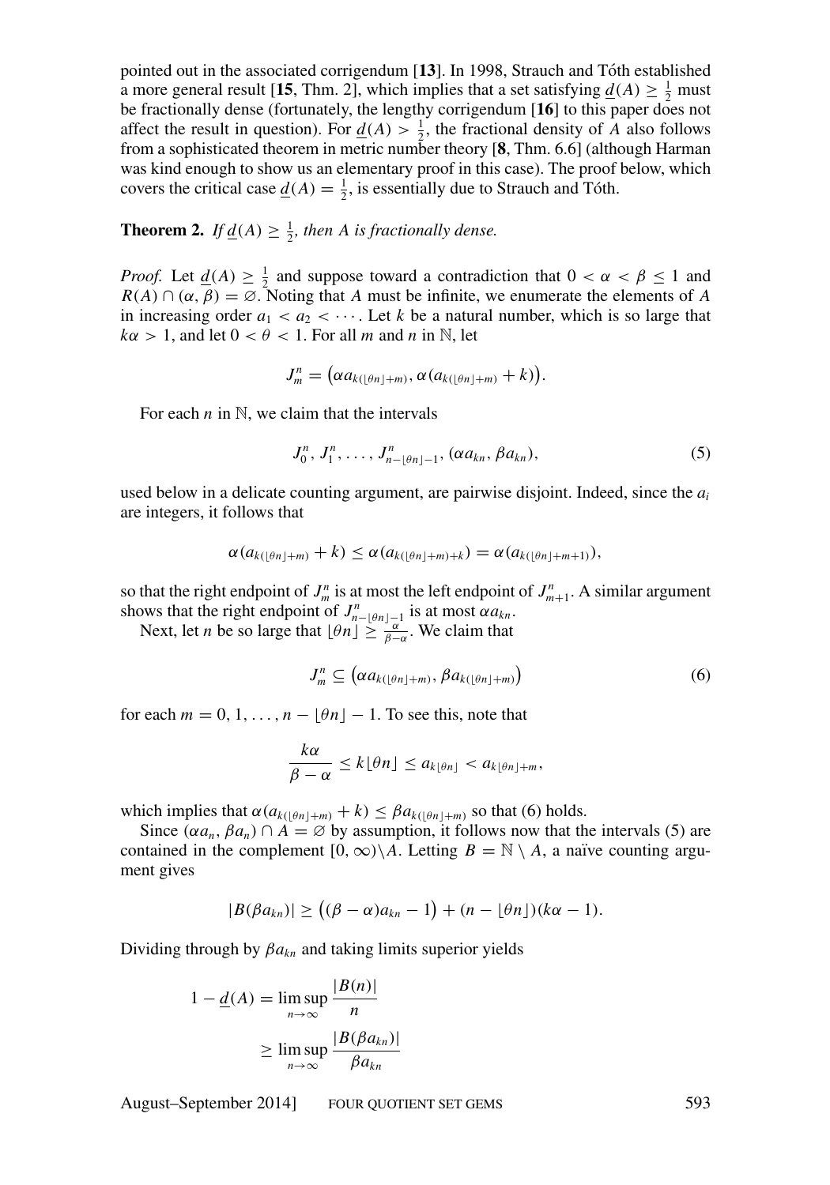pointed out in the associated corrigendum [**13**]. In 1998, Strauch and Tóth established a more general result [**15**, Thm. 2], which implies that a set satisfying $\underline{d}(A) \geq \frac{1}{2}$ must be fractionally dense (fortunately, the lengthy corrigendum [**16**] to this paper does not affect the result in question). For $\underline{d}(A) > \frac{1}{2}$, the fractional density of $A$ also follows from a sophisticated theorem in metric number theory [**8**, Thm. 6.6] (although Harman was kind enough to show us an elementary proof in this case). The proof below, which covers the critical case $\underline{d}(A) = \frac{1}{2}$, is essentially due to Strauch and Tóth.

**Theorem 2.** *If $\underline{d}(A) \geq \frac{1}{2}$, then $A$ is fractionally dense.*

*Proof.* Let $\underline{d}(A) \geq \frac{1}{2}$ and suppose toward a contradiction that $0 < \alpha < \beta \leq 1$ and $R(A) \cap (\alpha, \beta) = \varnothing$. Noting that $A$ must be infinite, we enumerate the elements of $A$ in increasing order $a_1 < a_2 < \cdots$. Let $k$ be a natural number, which is so large that $k\alpha > 1$, and let $0 < \theta < 1$. For all $m$ and $n$ in $\mathbb{N}$, let

$$J_m^n = \big(\alpha a_{k(\lfloor \theta n \rfloor + m)}, \alpha(a_{k(\lfloor \theta n \rfloor + m)} + k)\big).$$

For each $n$ in $\mathbb{N}$, we claim that the intervals

$$J_0^n, J_1^n, \ldots, J_{n-\lfloor \theta n \rfloor - 1}^n, (\alpha a_{kn}, \beta a_{kn}), \tag{5}$$

used below in a delicate counting argument, are pairwise disjoint. Indeed, since the $a_i$ are integers, it follows that

$$\alpha(a_{k(\lfloor \theta n \rfloor + m)} + k) \leq \alpha(a_{k(\lfloor \theta n \rfloor + m) + k}) = \alpha(a_{k(\lfloor \theta n \rfloor + m + 1)}),$$

so that the right endpoint of $J_m^n$ is at most the left endpoint of $J_{m+1}^n$. A similar argument shows that the right endpoint of $J_{n-\lfloor \theta n \rfloor - 1}^n$ is at most $\alpha a_{kn}$.

Next, let $n$ be so large that $\lfloor \theta n \rfloor \geq \frac{\alpha}{\beta - \alpha}$. We claim that

$$J_m^n \subseteq \big(\alpha a_{k(\lfloor \theta n \rfloor + m)}, \beta a_{k(\lfloor \theta n \rfloor + m)}\big) \tag{6}$$

for each $m = 0, 1, \ldots, n - \lfloor \theta n \rfloor - 1$. To see this, note that

$$\frac{k\alpha}{\beta - \alpha} \leq k\lfloor \theta n \rfloor \leq a_{k\lfloor \theta n \rfloor} < a_{k\lfloor \theta n \rfloor + m},$$

which implies that $\alpha(a_{k(\lfloor \theta n \rfloor + m)} + k) \leq \beta a_{k(\lfloor \theta n \rfloor + m)}$ so that (6) holds.

Since $(\alpha a_n, \beta a_n) \cap A = \varnothing$ by assumption, it follows now that the intervals (5) are contained in the complement $[0, \infty) \backslash A$. Letting $B = \mathbb{N} \setminus A$, a naïve counting argument gives

$$|B(\beta a_{kn})| \geq \big((\beta - \alpha)a_{kn} - 1\big) + (n - \lfloor \theta n \rfloor)(k\alpha - 1).$$

Dividing through by $\beta a_{kn}$ and taking limits superior yields

$$\begin{aligned} 1 - \underline{d}(A) &= \limsup_{n \to \infty} \frac{|B(n)|}{n} \\ &\geq \limsup_{n \to \infty} \frac{|B(\beta a_{kn})|}{\beta a_{kn}} \end{aligned}$$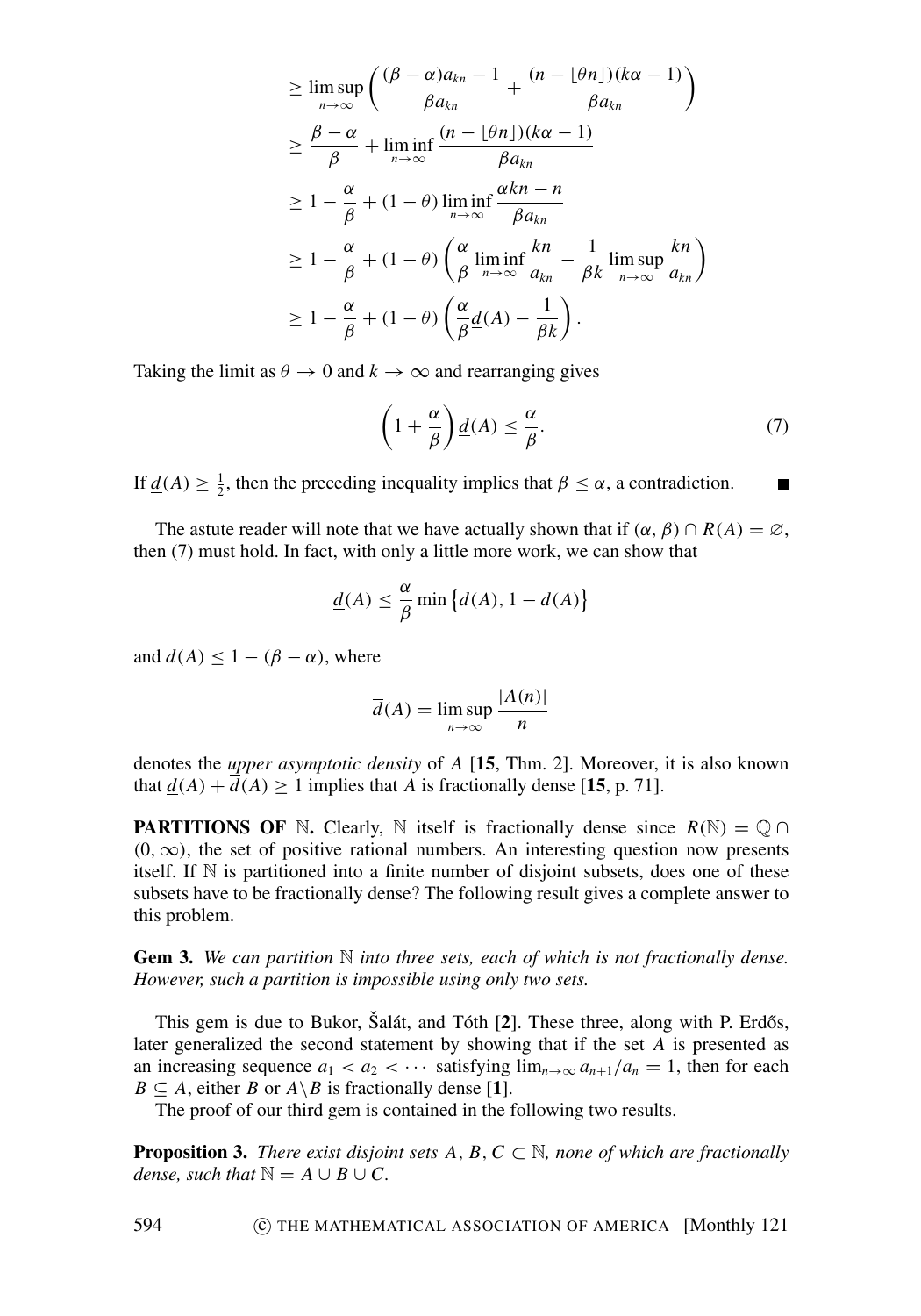$$
\begin{aligned}
&\geq \limsup_{n\to\infty} \left( \frac{(\beta-\alpha)a_{kn}-1}{\beta a_{kn}} + \frac{(n-\lfloor \theta n \rfloor)(k\alpha-1)}{\beta a_{kn}} \right) \\
&\geq \frac{\beta-\alpha}{\beta} + \liminf_{n\to\infty} \frac{(n-\lfloor \theta n \rfloor)(k\alpha-1)}{\beta a_{kn}} \\
&\geq 1 - \frac{\alpha}{\beta} + (1-\theta) \liminf_{n\to\infty} \frac{\alpha k n - n}{\beta a_{kn}} \\
&\geq 1 - \frac{\alpha}{\beta} + (1-\theta) \left( \frac{\alpha}{\beta} \liminf_{n\to\infty} \frac{kn}{a_{kn}} - \frac{1}{\beta k} \limsup_{n\to\infty} \frac{kn}{a_{kn}} \right) \\
&\geq 1 - \frac{\alpha}{\beta} + (1-\theta) \left( \frac{\alpha}{\beta} \underline{d}(A) - \frac{1}{\beta k} \right).
\end{aligned}
$$

Taking the limit as $\theta \to 0$ and $k \to \infty$ and rearranging gives

$$
\left(1 + \frac{\alpha}{\beta}\right) \underline{d}(A) \leq \frac{\alpha}{\beta}. \tag{7}
$$

If $\underline{d}(A) \geq \frac{1}{2}$, then the preceding inequality implies that $\beta \leq \alpha$, a contradiction. ■

The astute reader will note that we have actually shown that if $(\alpha, \beta) \cap R(A) = \varnothing$, then (7) must hold. In fact, with only a little more work, we can show that

$$
\underline{d}(A) \leq \frac{\alpha}{\beta} \min\left\{ \overline{d}(A), 1 - \overline{d}(A) \right\}
$$

and $\overline{d}(A) \leq 1 - (\beta - \alpha)$, where

$$
\overline{d}(A) = \limsup_{n\to\infty} \frac{|A(n)|}{n}
$$

denotes the *upper asymptotic density* of $A$ [**15**, Thm. 2]. Moreover, it is also known that $\underline{d}(A) + \overline{d}(A) \geq 1$ implies that $A$ is fractionally dense [**15**, p. 71].

**PARTITIONS OF $\mathbb{N}$.** Clearly, $\mathbb{N}$ itself is fractionally dense since $R(\mathbb{N}) = \mathbb{Q} \cap (0, \infty)$, the set of positive rational numbers. An interesting question now presents itself. If $\mathbb{N}$ is partitioned into a finite number of disjoint subsets, does one of these subsets have to be fractionally dense? The following result gives a complete answer to this problem.

**Gem 3.** *We can partition $\mathbb{N}$ into three sets, each of which is not fractionally dense. However, such a partition is impossible using only two sets.*

This gem is due to Bukor, Šalát, and Tóth [**2**]. These three, along with P. Erdős, later generalized the second statement by showing that if the set $A$ is presented as an increasing sequence $a_1 < a_2 < \cdots$ satisfying $\lim_{n\to\infty} a_{n+1}/a_n = 1$, then for each $B \subseteq A$, either $B$ or $A \backslash B$ is fractionally dense [**1**].

The proof of our third gem is contained in the following two results.

**Proposition 3.** *There exist disjoint sets $A, B, C \subset \mathbb{N}$, none of which are fractionally dense, such that $\mathbb{N} = A \cup B \cup C$.*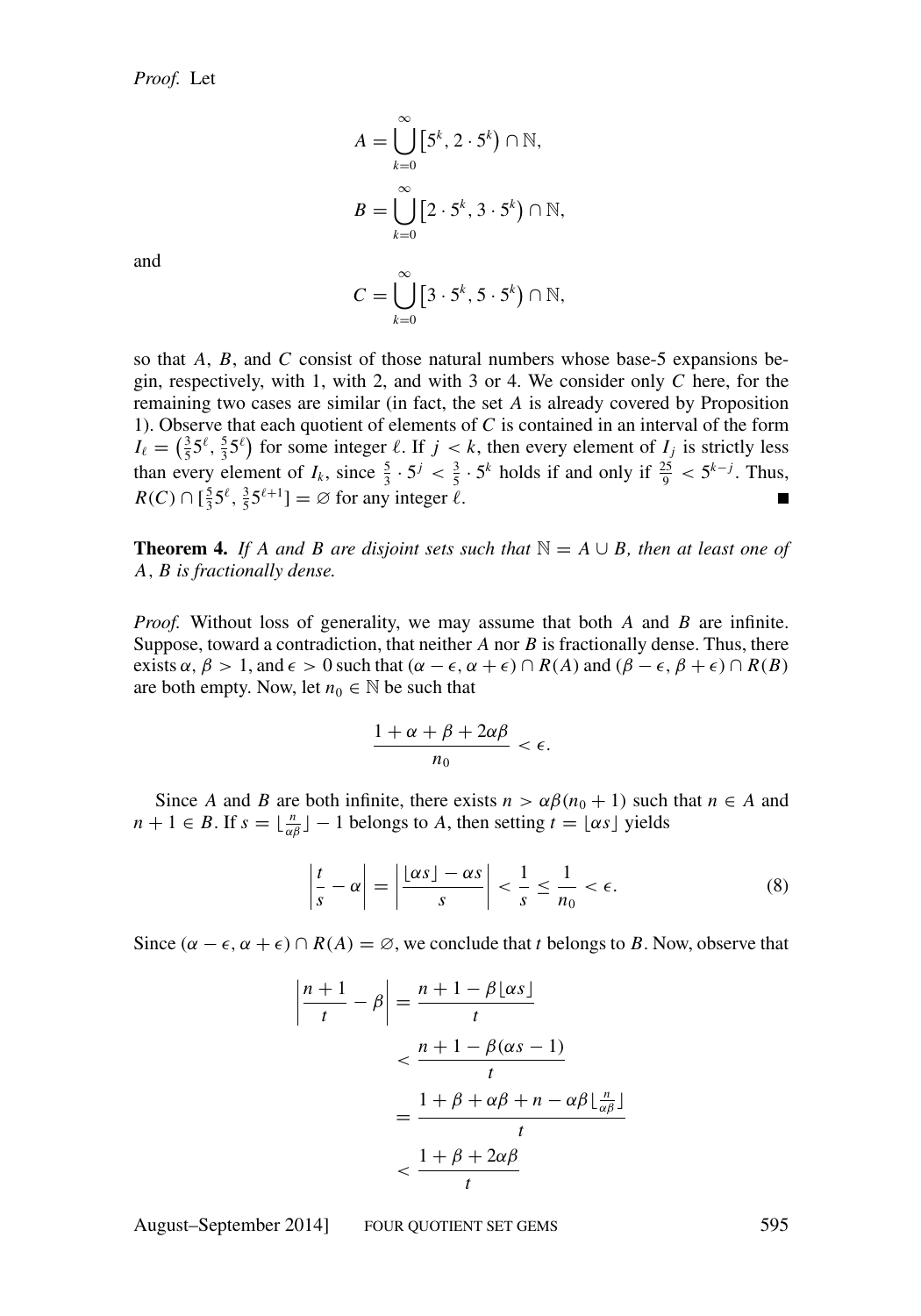*Proof.* Let

$$A = \bigcup_{k=0}^{\infty} \big[5^k, 2 \cdot 5^k\big) \cap \mathbb{N},$$

$$B = \bigcup_{k=0}^{\infty} \big[2 \cdot 5^k, 3 \cdot 5^k\big) \cap \mathbb{N},$$

and

$$C = \bigcup_{k=0}^{\infty} \big[3 \cdot 5^k, 5 \cdot 5^k\big) \cap \mathbb{N},$$

so that $A$, $B$, and $C$ consist of those natural numbers whose base-5 expansions begin, respectively, with 1, with 2, and with 3 or 4. We consider only $C$ here, for the remaining two cases are similar (in fact, the set $A$ is already covered by Proposition 1). Observe that each quotient of elements of $C$ is contained in an interval of the form $I_\ell = \big(\frac{3}{5}5^\ell, \frac{5}{3}5^\ell\big)$ for some integer $\ell$. If $j < k$, then every element of $I_j$ is strictly less than every element of $I_k$, since $\frac{5}{3} \cdot 5^j < \frac{3}{5} \cdot 5^k$ holds if and only if $\frac{25}{9} < 5^{k-j}$. Thus, $R(C) \cap [\frac{5}{3}5^\ell, \frac{3}{5}5^{\ell+1}] = \varnothing$ for any integer $\ell$. ∎

**Theorem 4.** *If $A$ and $B$ are disjoint sets such that $\mathbb{N} = A \cup B$, then at least one of $A$, $B$ is fractionally dense.*

*Proof.* Without loss of generality, we may assume that both $A$ and $B$ are infinite. Suppose, toward a contradiction, that neither $A$ nor $B$ is fractionally dense. Thus, there exists $\alpha, \beta > 1$, and $\epsilon > 0$ such that $(\alpha - \epsilon, \alpha + \epsilon) \cap R(A)$ and $(\beta - \epsilon, \beta + \epsilon) \cap R(B)$ are both empty. Now, let $n_0 \in \mathbb{N}$ be such that

$$\frac{1 + \alpha + \beta + 2\alpha\beta}{n_0} < \epsilon.$$

Since $A$ and $B$ are both infinite, there exists $n > \alpha\beta(n_0 + 1)$ such that $n \in A$ and $n + 1 \in B$. If $s = \lfloor \frac{n}{\alpha\beta} \rfloor - 1$ belongs to $A$, then setting $t = \lfloor \alpha s \rfloor$ yields

$$\left| \frac{t}{s} - \alpha \right| = \left| \frac{\lfloor \alpha s \rfloor - \alpha s}{s} \right| < \frac{1}{s} \leq \frac{1}{n_0} < \epsilon. \tag{8}$$

Since $(\alpha - \epsilon, \alpha + \epsilon) \cap R(A) = \varnothing$, we conclude that $t$ belongs to $B$. Now, observe that

$$\begin{aligned}
\left| \frac{n+1}{t} - \beta \right| &= \frac{n + 1 - \beta \lfloor \alpha s \rfloor}{t} \\
&< \frac{n + 1 - \beta(\alpha s - 1)}{t} \\
&= \frac{1 + \beta + \alpha\beta + n - \alpha\beta \lfloor \frac{n}{\alpha\beta} \rfloor}{t} \\
&< \frac{1 + \beta + 2\alpha\beta}{t}
\end{aligned}$$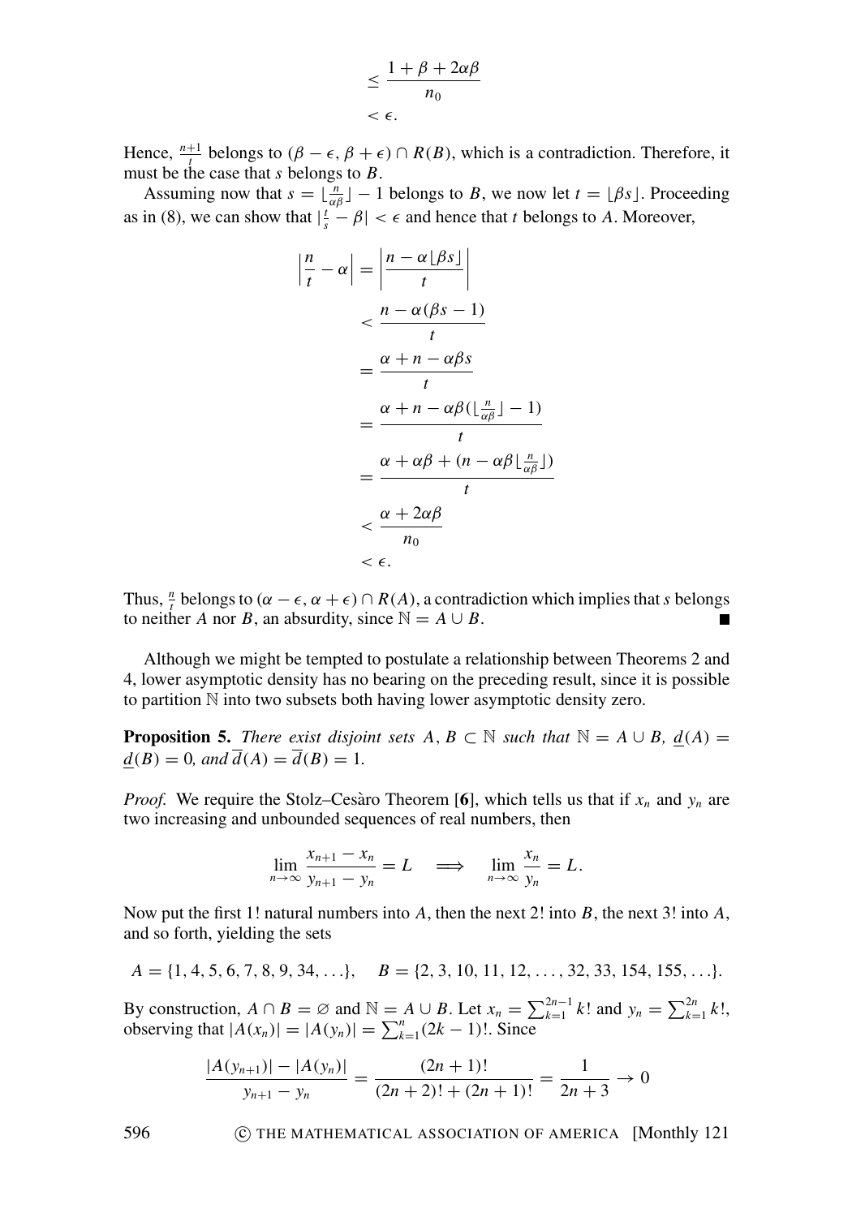$$\leq \frac{1+\beta+2\alpha\beta}{n_0}$$
$$< \epsilon.$$

Hence, $\frac{n+1}{t}$ belongs to $(\beta-\epsilon, \beta+\epsilon) \cap R(B)$, which is a contradiction. Therefore, it must be the case that $s$ belongs to $B$.

Assuming now that $s = \lfloor \frac{n}{\alpha\beta} \rfloor - 1$ belongs to $B$, we now let $t = \lfloor \beta s \rfloor$. Proceeding as in (8), we can show that $|\frac{t}{s} - \beta| < \epsilon$ and hence that $t$ belongs to $A$. Moreover,

$$\begin{aligned}
\left|\frac{n}{t} - \alpha\right| &= \left|\frac{n - \alpha\lfloor \beta s \rfloor}{t}\right| \\
&< \frac{n - \alpha(\beta s - 1)}{t} \\
&= \frac{\alpha + n - \alpha\beta s}{t} \\
&= \frac{\alpha + n - \alpha\beta(\lfloor \frac{n}{\alpha\beta} \rfloor - 1)}{t} \\
&= \frac{\alpha + \alpha\beta + (n - \alpha\beta\lfloor \frac{n}{\alpha\beta} \rfloor)}{t} \\
&< \frac{\alpha + 2\alpha\beta}{n_0} \\
&< \epsilon.
\end{aligned}$$

Thus, $\frac{n}{t}$ belongs to $(\alpha - \epsilon, \alpha + \epsilon) \cap R(A)$, a contradiction which implies that $s$ belongs to neither $A$ nor $B$, an absurdity, since $\mathbb{N} = A \cup B$. ■

Although we might be tempted to postulate a relationship between Theorems 2 and 4, lower asymptotic density has no bearing on the preceding result, since it is possible to partition $\mathbb{N}$ into two subsets both having lower asymptotic density zero.

**Proposition 5.** *There exist disjoint sets $A, B \subset \mathbb{N}$ such that $\mathbb{N} = A \cup B$, $\underline{d}(A) = \underline{d}(B) = 0$, and $\overline{d}(A) = \overline{d}(B) = 1$.*

*Proof.* We require the Stolz–Cesàro Theorem [**6**], which tells us that if $x_n$ and $y_n$ are two increasing and unbounded sequences of real numbers, then

$$\lim_{n\to\infty} \frac{x_{n+1} - x_n}{y_{n+1} - y_n} = L \quad \Longrightarrow \quad \lim_{n\to\infty} \frac{x_n}{y_n} = L.$$

Now put the first 1! natural numbers into $A$, then the next 2! into $B$, the next 3! into $A$, and so forth, yielding the sets

$$A = \{1, 4, 5, 6, 7, 8, 9, 34, \ldots\}, \quad B = \{2, 3, 10, 11, 12, \ldots, 32, 33, 154, 155, \ldots\}.$$

By construction, $A \cap B = \varnothing$ and $\mathbb{N} = A \cup B$. Let $x_n = \sum_{k=1}^{2n-1} k!$ and $y_n = \sum_{k=1}^{2n} k!$, observing that $|A(x_n)| = |A(y_n)| = \sum_{k=1}^{n} (2k-1)!$. Since

$$\frac{|A(y_{n+1})| - |A(y_n)|}{y_{n+1} - y_n} = \frac{(2n+1)!}{(2n+2)! + (2n+1)!} = \frac{1}{2n+3} \to 0$$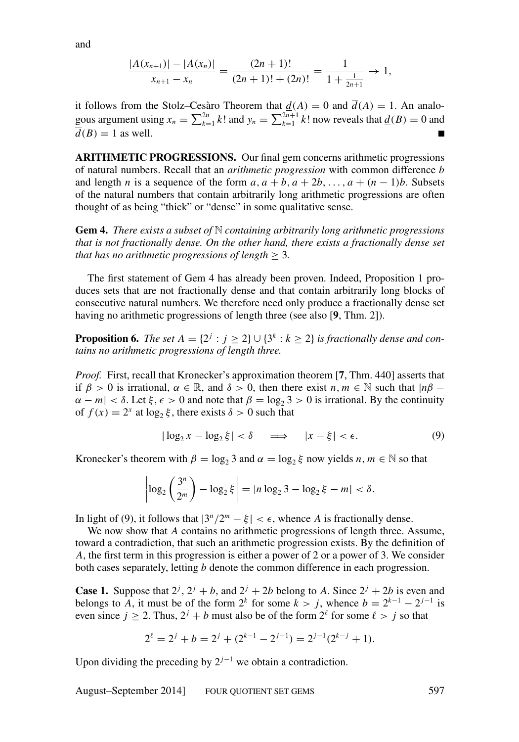and

$$\frac{|A(x_{n+1})| - |A(x_n)|}{x_{n+1} - x_n} = \frac{(2n+1)!}{(2n+1)! + (2n)!} = \frac{1}{1 + \frac{1}{2n+1}} \to 1,$$

it follows from the Stolz–Cesàro Theorem that $\underline{d}(A) = 0$ and $\overline{d}(A) = 1$. An analogous argument using $x_n = \sum_{k=1}^{2n} k!$ and $y_n = \sum_{k=1}^{2n+1} k!$ now reveals that $\underline{d}(B) = 0$ and $\overline{d}(B) = 1$ as well. ■

**ARITHMETIC PROGRESSIONS.** Our final gem concerns arithmetic progressions of natural numbers. Recall that an *arithmetic progression* with common difference $b$ and length $n$ is a sequence of the form $a, a+b, a+2b, \ldots, a+(n-1)b$. Subsets of the natural numbers that contain arbitrarily long arithmetic progressions are often thought of as being "thick" or "dense" in some qualitative sense.

**Gem 4.** *There exists a subset of $\mathbb{N}$ containing arbitrarily long arithmetic progressions that is not fractionally dense. On the other hand, there exists a fractionally dense set that has no arithmetic progressions of length $\geq 3$.*

The first statement of Gem 4 has already been proven. Indeed, Proposition 1 produces sets that are not fractionally dense and that contain arbitrarily long blocks of consecutive natural numbers. We therefore need only produce a fractionally dense set having no arithmetic progressions of length three (see also [**9**, Thm. 2]).

**Proposition 6.** *The set $A = \{2^j : j \geq 2\} \cup \{3^k : k \geq 2\}$ is fractionally dense and contains no arithmetic progressions of length three.*

*Proof.* First, recall that Kronecker's approximation theorem [**7**, Thm. 440] asserts that if $\beta > 0$ is irrational, $\alpha \in \mathbb{R}$, and $\delta > 0$, then there exist $n, m \in \mathbb{N}$ such that $|n\beta - \alpha - m| < \delta$. Let $\xi, \epsilon > 0$ and note that $\beta = \log_2 3 > 0$ is irrational. By the continuity of $f(x) = 2^x$ at $\log_2 \xi$, there exists $\delta > 0$ such that

$$|\log_2 x - \log_2 \xi| < \delta \quad \Longrightarrow \quad |x - \xi| < \epsilon. \tag{9}$$

Kronecker's theorem with $\beta = \log_2 3$ and $\alpha = \log_2 \xi$ now yields $n, m \in \mathbb{N}$ so that

$$\left|\log_2\left(\frac{3^n}{2^m}\right) - \log_2 \xi\right| = |n \log_2 3 - \log_2 \xi - m| < \delta.$$

In light of (9), it follows that $|3^n/2^m - \xi| < \epsilon$, whence $A$ is fractionally dense.

We now show that $A$ contains no arithmetic progressions of length three. Assume, toward a contradiction, that such an arithmetic progression exists. By the definition of $A$, the first term in this progression is either a power of 2 or a power of 3. We consider both cases separately, letting $b$ denote the common difference in each progression.

**Case 1.** Suppose that $2^j$, $2^j + b$, and $2^j + 2b$ belong to $A$. Since $2^j + 2b$ is even and belongs to $A$, it must be of the form $2^k$ for some $k > j$, whence $b = 2^{k-1} - 2^{j-1}$ is even since $j \geq 2$. Thus, $2^j + b$ must also be of the form $2^\ell$ for some $\ell > j$ so that

$$2^\ell = 2^j + b = 2^j + (2^{k-1} - 2^{j-1}) = 2^{j-1}(2^{k-j} + 1).$$

Upon dividing the preceding by $2^{j-1}$ we obtain a contradiction.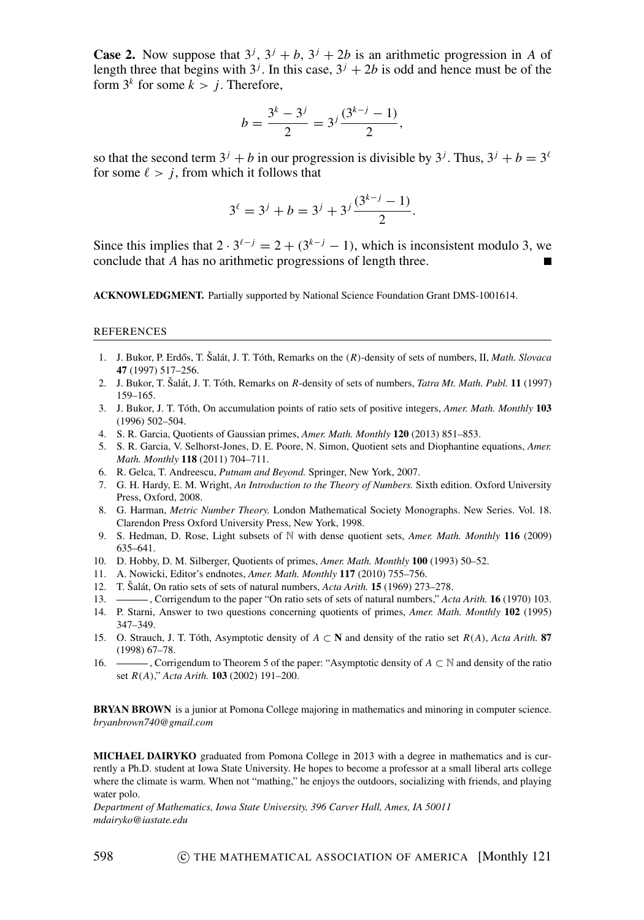**Case 2.** Now suppose that $3^j$, $3^j + b$, $3^j + 2b$ is an arithmetic progression in $A$ of length three that begins with $3^j$. In this case, $3^j + 2b$ is odd and hence must be of the form $3^k$ for some $k > j$. Therefore,

$$b = \frac{3^k - 3^j}{2} = 3^j \frac{(3^{k-j} - 1)}{2},$$

so that the second term $3^j + b$ in our progression is divisible by $3^j$. Thus, $3^j + b = 3^\ell$ for some $\ell > j$, from which it follows that

$$3^\ell = 3^j + b = 3^j + 3^j \frac{(3^{k-j} - 1)}{2}.$$

Since this implies that $2 \cdot 3^{\ell - j} = 2 + (3^{k-j} - 1)$, which is inconsistent modulo 3, we conclude that $A$ has no arithmetic progressions of length three. ∎

**ACKNOWLEDGMENT.** Partially supported by National Science Foundation Grant DMS-1001614.

## REFERENCES

1. J. Bukor, P. Erdős, T. Šalát, J. T. Tóth, Remarks on the $(R)$-density of sets of numbers, II, *Math. Slovaca* **47** (1997) 517–256.
2. J. Bukor, T. Šalát, J. T. Tóth, Remarks on $R$-density of sets of numbers, *Tatra Mt. Math. Publ.* **11** (1997) 159–165.
3. J. Bukor, J. T. Tóth, On accumulation points of ratio sets of positive integers, *Amer. Math. Monthly* **103** (1996) 502–504.
4. S. R. Garcia, Quotients of Gaussian primes, *Amer. Math. Monthly* **120** (2013) 851–853.
5. S. R. Garcia, V. Selhorst-Jones, D. E. Poore, N. Simon, Quotient sets and Diophantine equations, *Amer. Math. Monthly* **118** (2011) 704–711.
6. R. Gelca, T. Andreescu, *Putnam and Beyond.* Springer, New York, 2007.
7. G. H. Hardy, E. M. Wright, *An Introduction to the Theory of Numbers.* Sixth edition. Oxford University Press, Oxford, 2008.
8. G. Harman, *Metric Number Theory.* London Mathematical Society Monographs. New Series. Vol. 18. Clarendon Press Oxford University Press, New York, 1998.
9. S. Hedman, D. Rose, Light subsets of $\mathbb{N}$ with dense quotient sets, *Amer. Math. Monthly* **116** (2009) 635–641.
10. D. Hobby, D. M. Silberger, Quotients of primes, *Amer. Math. Monthly* **100** (1993) 50–52.
11. A. Nowicki, Editor's endnotes, *Amer. Math. Monthly* **117** (2010) 755–756.
12. T. Šalát, On ratio sets of sets of natural numbers, *Acta Arith.* **15** (1969) 273–278.
13. ———, Corrigendum to the paper "On ratio sets of sets of natural numbers," *Acta Arith.* **16** (1970) 103.
14. P. Starni, Answer to two questions concerning quotients of primes, *Amer. Math. Monthly* **102** (1995) 347–349.
15. O. Strauch, J. T. Tóth, Asymptotic density of $A \subset \mathbf{N}$ and density of the ratio set $R(A)$, *Acta Arith.* **87** (1998) 67–78.
16. ———, Corrigendum to Theorem 5 of the paper: "Asymptotic density of $A \subset \mathbb{N}$ and density of the ratio set $R(A)$," *Acta Arith.* **103** (2002) 191–200.

**BRYAN BROWN** is a junior at Pomona College majoring in mathematics and minoring in computer science.
*bryanbrown740@gmail.com*

**MICHAEL DAIRYKO** graduated from Pomona College in 2013 with a degree in mathematics and is currently a Ph.D. student at Iowa State University. He hopes to become a professor at a small liberal arts college where the climate is warm. When not "mathing," he enjoys the outdoors, socializing with friends, and playing water polo.
*Department of Mathematics, Iowa State University, 396 Carver Hall, Ames, IA 50011*
*mdairyko@iastate.edu*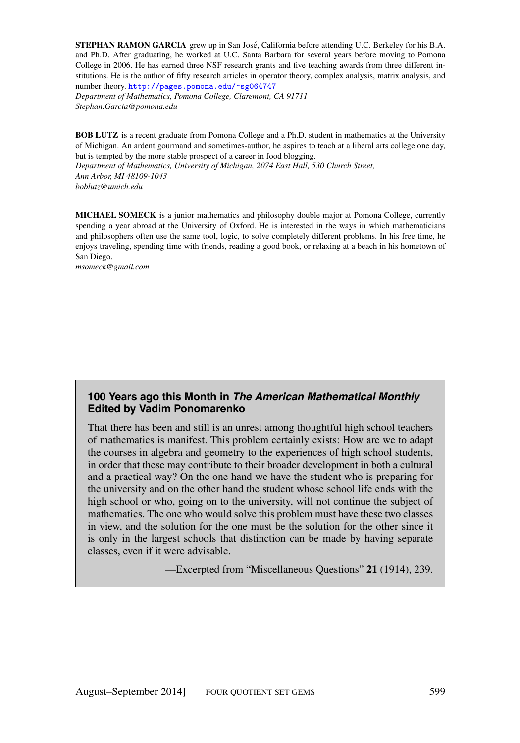**STEPHAN RAMON GARCIA** grew up in San José, California before attending U.C. Berkeley for his B.A. and Ph.D. After graduating, he worked at U.C. Santa Barbara for several years before moving to Pomona College in 2006. He has earned three NSF research grants and five teaching awards from three different institutions. He is the author of fifty research articles in operator theory, complex analysis, matrix analysis, and number theory. http://pages.pomona.edu/~sg064747
*Department of Mathematics, Pomona College, Claremont, CA 91711*
*Stephan.Garcia@pomona.edu*

**BOB LUTZ** is a recent graduate from Pomona College and a Ph.D. student in mathematics at the University of Michigan. An ardent gourmand and sometimes-author, he aspires to teach at a liberal arts college one day, but is tempted by the more stable prospect of a career in food blogging.
*Department of Mathematics, University of Michigan, 2074 East Hall, 530 Church Street, Ann Arbor, MI 48109-1043*
*boblutz@umich.edu*

**MICHAEL SOMECK** is a junior mathematics and philosophy double major at Pomona College, currently spending a year abroad at the University of Oxford. He is interested in the ways in which mathematicians and philosophers often use the same tool, logic, to solve completely different problems. In his free time, he enjoys traveling, spending time with friends, reading a good book, or relaxing at a beach in his hometown of San Diego.
*msomeck@gmail.com*

**100 Years ago this Month in *The American Mathematical Monthly***
**Edited by Vadim Ponomarenko**

That there has been and still is an unrest among thoughtful high school teachers of mathematics is manifest. This problem certainly exists: How are we to adapt the courses in algebra and geometry to the experiences of high school students, in order that these may contribute to their broader development in both a cultural and a practical way? On the one hand we have the student who is preparing for the university and on the other hand the student whose school life ends with the high school or who, going on to the university, will not continue the subject of mathematics. The one who would solve this problem must have these two classes in view, and the solution for the one must be the solution for the other since it is only in the largest schools that distinction can be made by having separate classes, even if it were advisable.

—Excerpted from “Miscellaneous Questions” **21** (1914), 239.